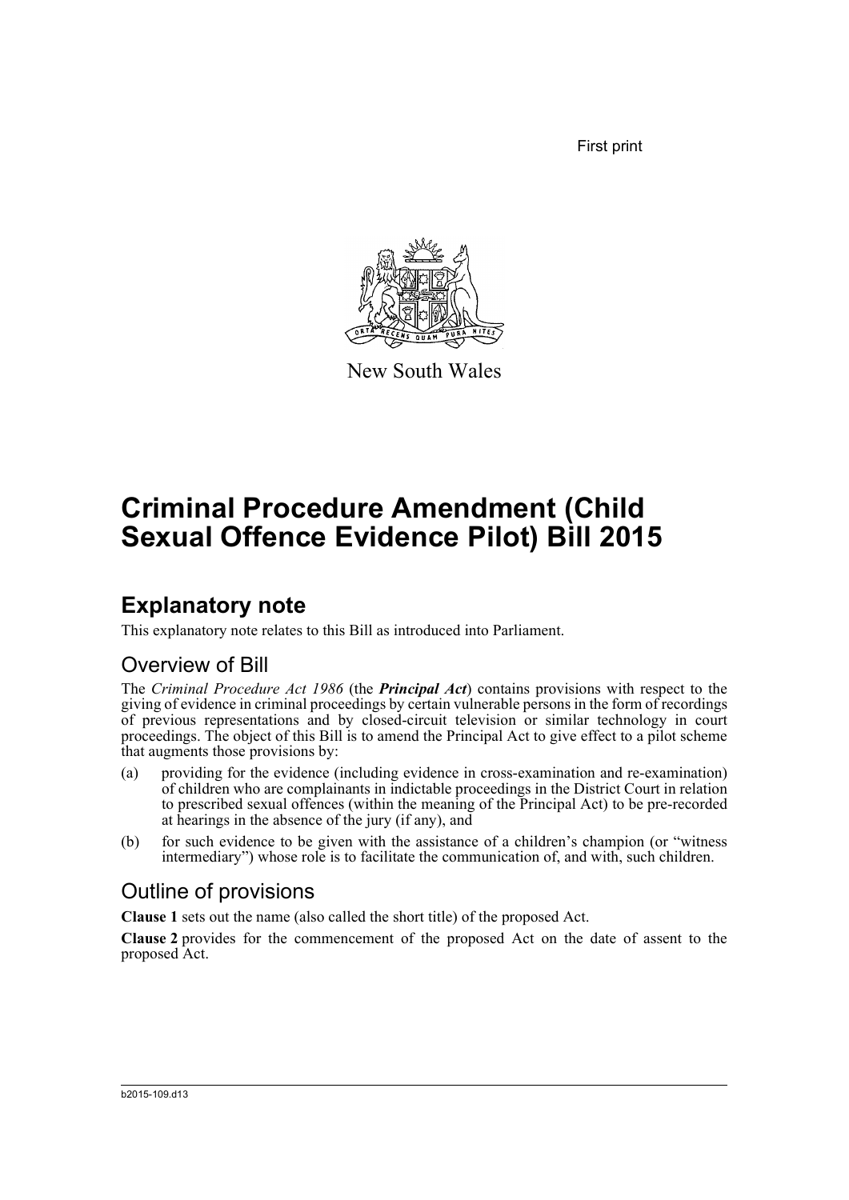First print

New South Wales

# Criminal Procedure Amendment (Child Sexual Offence Evidence Pilot) Bill 2015

## Explanatory note

This explanatory note relates to this Bill as introduced into Parliament.

### Overview of Bill

The *Criminal Procedure Act 1986* (the ***Principal Act***) contains provisions with respect to the giving of evidence in criminal proceedings by certain vulnerable persons in the form of recordings of previous representations and by closed-circuit television or similar technology in court proceedings. The object of this Bill is to amend the Principal Act to give effect to a pilot scheme that augments those provisions by:

(a) providing for the evidence (including evidence in cross-examination and re-examination) of children who are complainants in indictable proceedings in the District Court in relation to prescribed sexual offences (within the meaning of the Principal Act) to be pre-recorded at hearings in the absence of the jury (if any), and

(b) for such evidence to be given with the assistance of a children's champion (or "witness intermediary") whose role is to facilitate the communication of, and with, such children.

### Outline of provisions

**Clause 1** sets out the name (also called the short title) of the proposed Act.

**Clause 2** provides for the commencement of the proposed Act on the date of assent to the proposed Act.

b2015-109.d13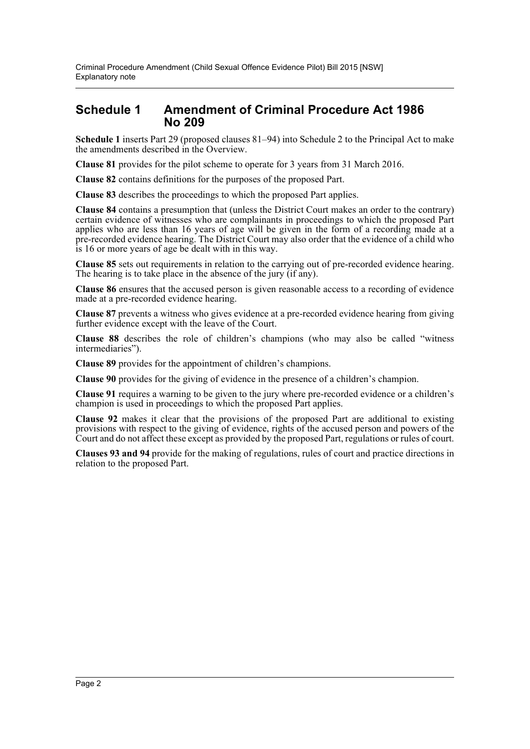## Schedule 1 Amendment of Criminal Procedure Act 1986 No 209

**Schedule 1** inserts Part 29 (proposed clauses 81–94) into Schedule 2 to the Principal Act to make the amendments described in the Overview.

**Clause 81** provides for the pilot scheme to operate for 3 years from 31 March 2016.

**Clause 82** contains definitions for the purposes of the proposed Part.

**Clause 83** describes the proceedings to which the proposed Part applies.

**Clause 84** contains a presumption that (unless the District Court makes an order to the contrary) certain evidence of witnesses who are complainants in proceedings to which the proposed Part applies who are less than 16 years of age will be given in the form of a recording made at a pre-recorded evidence hearing. The District Court may also order that the evidence of a child who is 16 or more years of age be dealt with in this way.

**Clause 85** sets out requirements in relation to the carrying out of pre-recorded evidence hearing. The hearing is to take place in the absence of the jury (if any).

**Clause 86** ensures that the accused person is given reasonable access to a recording of evidence made at a pre-recorded evidence hearing.

**Clause 87** prevents a witness who gives evidence at a pre-recorded evidence hearing from giving further evidence except with the leave of the Court.

**Clause 88** describes the role of children's champions (who may also be called "witness intermediaries").

**Clause 89** provides for the appointment of children's champions.

**Clause 90** provides for the giving of evidence in the presence of a children's champion.

**Clause 91** requires a warning to be given to the jury where pre-recorded evidence or a children's champion is used in proceedings to which the proposed Part applies.

**Clause 92** makes it clear that the provisions of the proposed Part are additional to existing provisions with respect to the giving of evidence, rights of the accused person and powers of the Court and do not affect these except as provided by the proposed Part, regulations or rules of court.

**Clauses 93 and 94** provide for the making of regulations, rules of court and practice directions in relation to the proposed Part.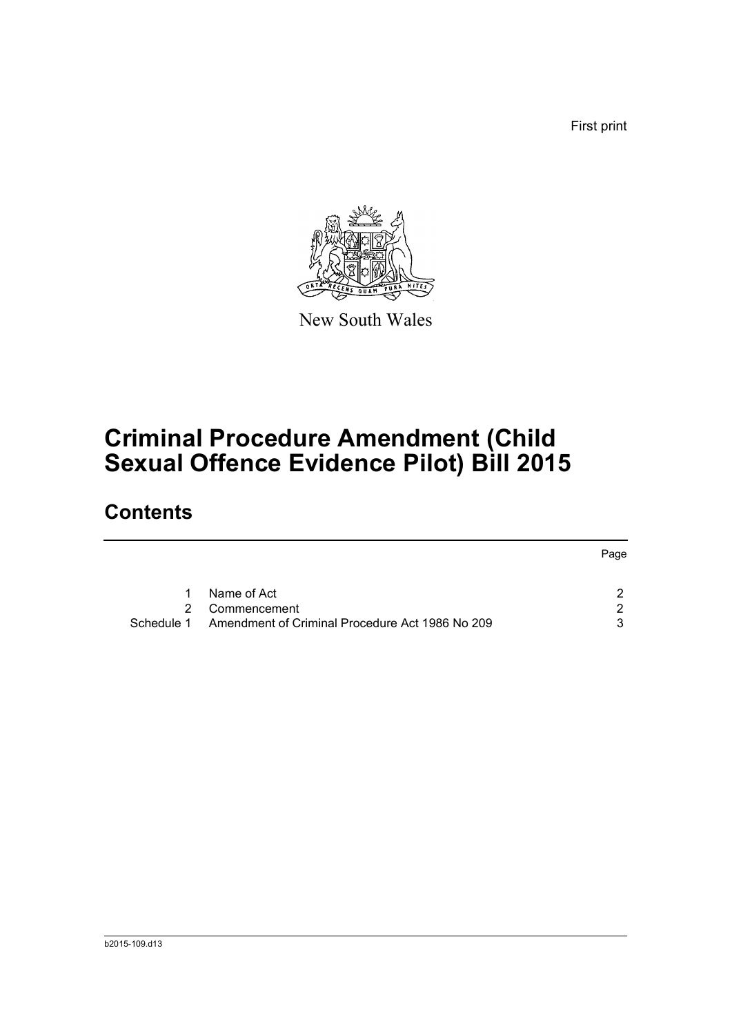First print

New South Wales

# Criminal Procedure Amendment (Child Sexual Offence Evidence Pilot) Bill 2015

## Contents

| | | Page |
|---|---|---|
| 1 | Name of Act | 2 |
| 2 | Commencement | 2 |
| Schedule 1 | Amendment of Criminal Procedure Act 1986 No 209 | 3 |

b2015-109.d13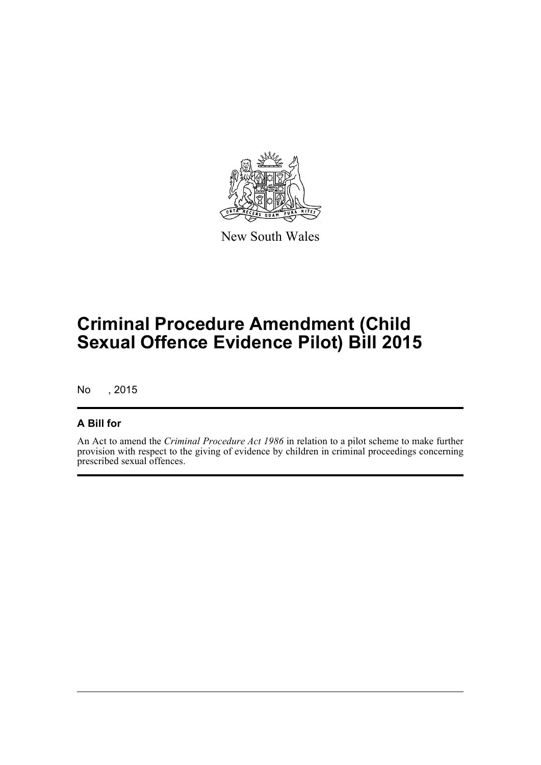New South Wales

# Criminal Procedure Amendment (Child Sexual Offence Evidence Pilot) Bill 2015

No , 2015

## A Bill for

An Act to amend the *Criminal Procedure Act 1986* in relation to a pilot scheme to make further provision with respect to the giving of evidence by children in criminal proceedings concerning prescribed sexual offences.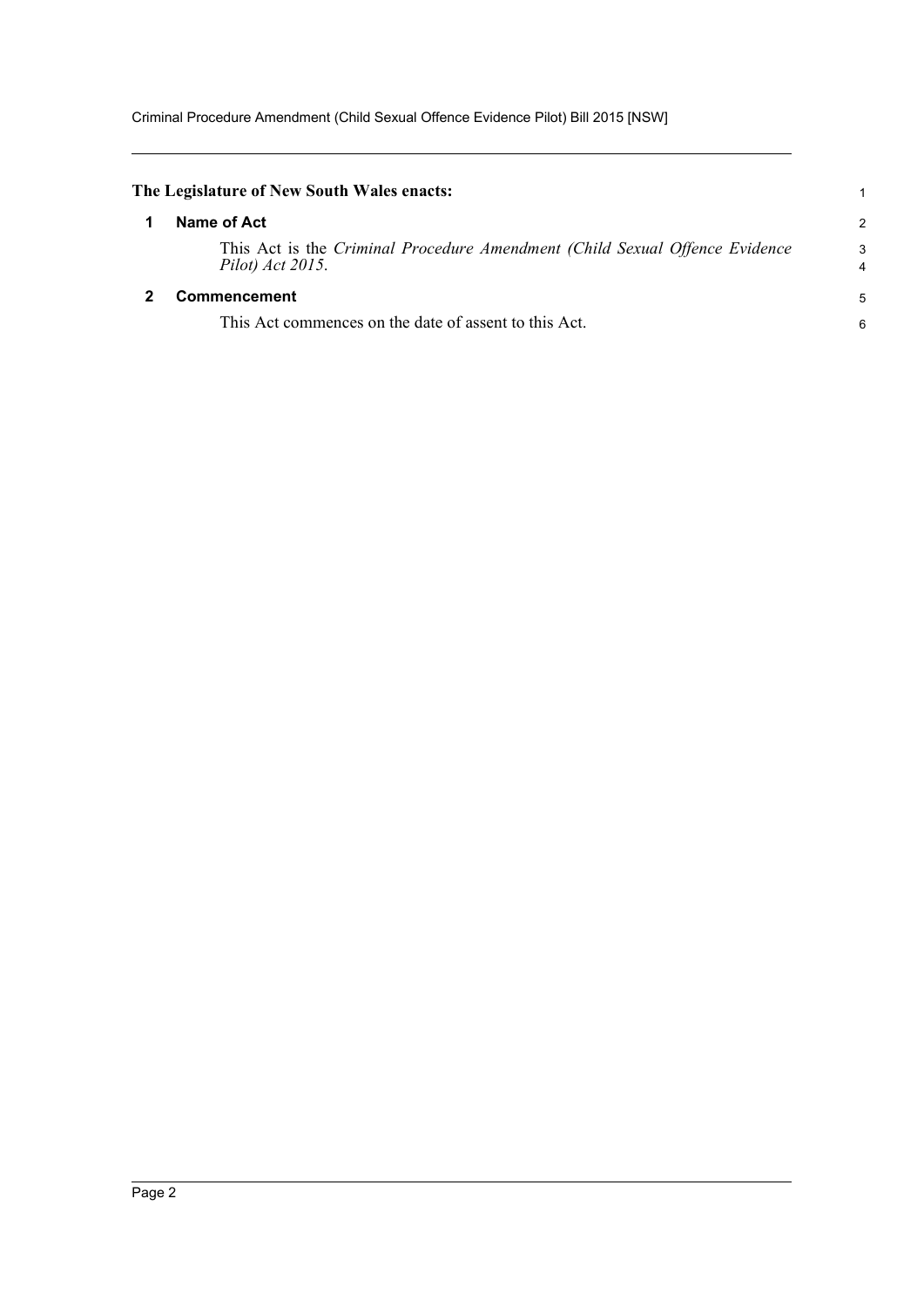**The Legislature of New South Wales enacts:**

## 1 Name of Act

This Act is the *Criminal Procedure Amendment (Child Sexual Offence Evidence Pilot) Act 2015*.

## 2 Commencement

This Act commences on the date of assent to this Act.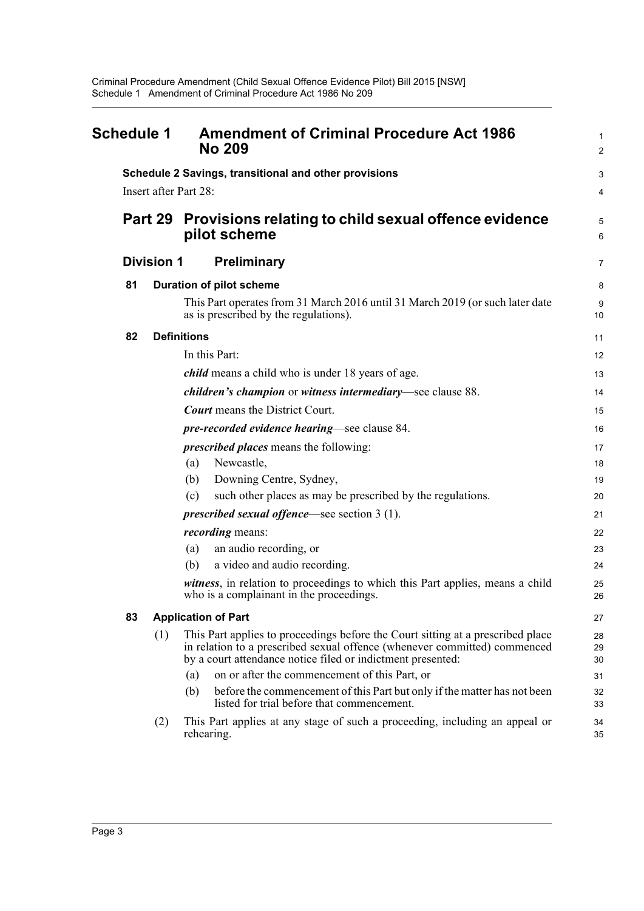# Schedule 1 Amendment of Criminal Procedure Act 1986 No 209

**Schedule 2 Savings, transitional and other provisions**

Insert after Part 28:

## Part 29 Provisions relating to child sexual offence evidence pilot scheme

### Division 1 Preliminary

**81 Duration of pilot scheme**

This Part operates from 31 March 2016 until 31 March 2019 (or such later date as is prescribed by the regulations).

**82 Definitions**

In this Part:

***child*** means a child who is under 18 years of age.

***children's champion*** or ***witness intermediary***—see clause 88.

***Court*** means the District Court.

***pre-recorded evidence hearing***—see clause 84.

***prescribed places*** means the following:

(a) Newcastle,

(b) Downing Centre, Sydney,

(c) such other places as may be prescribed by the regulations.

***prescribed sexual offence***—see section 3 (1).

***recording*** means:

(a) an audio recording, or

(b) a video and audio recording.

***witness***, in relation to proceedings to which this Part applies, means a child who is a complainant in the proceedings.

**83 Application of Part**

(1) This Part applies to proceedings before the Court sitting at a prescribed place in relation to a prescribed sexual offence (whenever committed) commenced by a court attendance notice filed or indictment presented:

(a) on or after the commencement of this Part, or

(b) before the commencement of this Part but only if the matter has not been listed for trial before that commencement.

(2) This Part applies at any stage of such a proceeding, including an appeal or rehearing.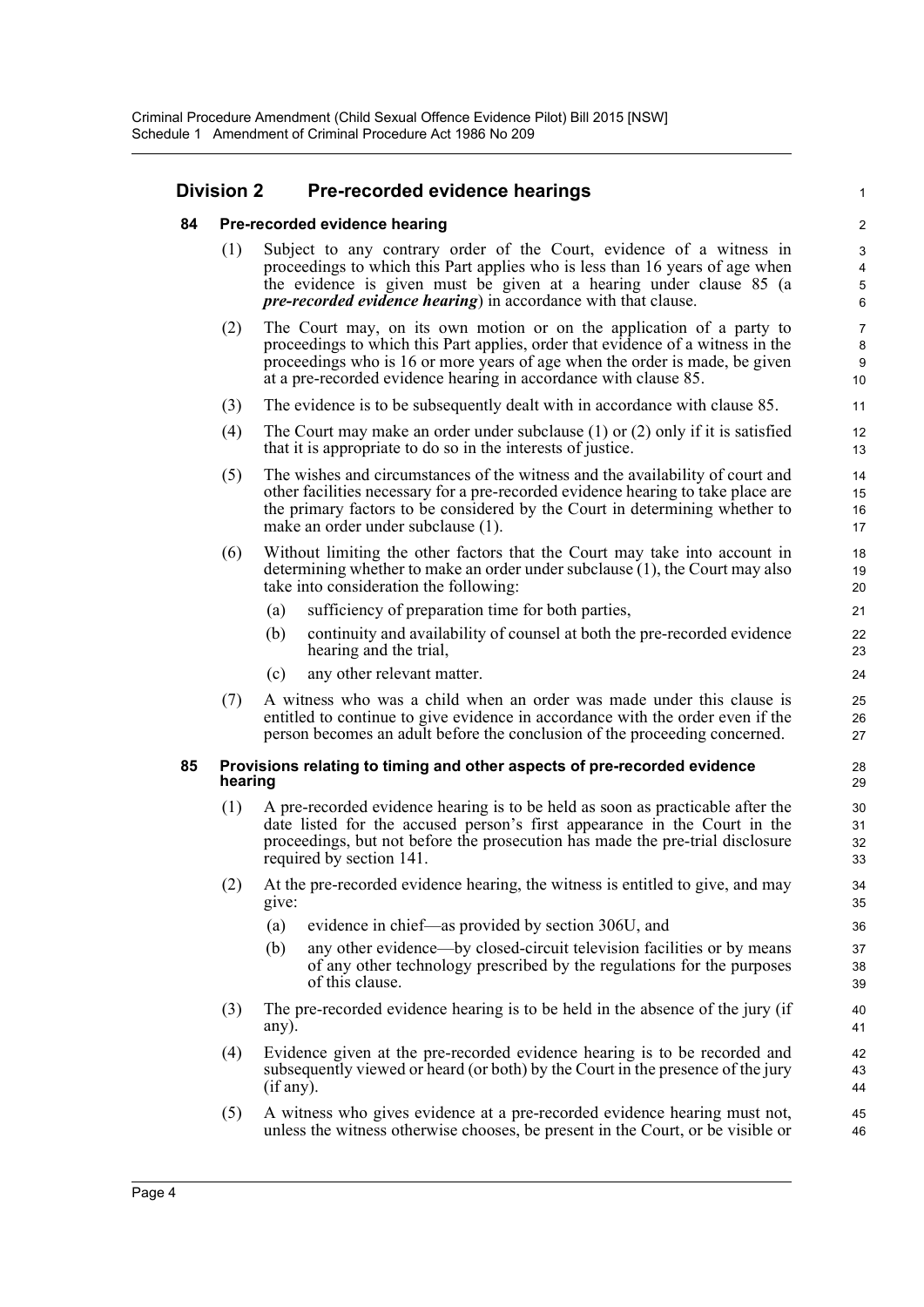## Division 2 Pre-recorded evidence hearings

### 84 Pre-recorded evidence hearing

(1) Subject to any contrary order of the Court, evidence of a witness in proceedings to which this Part applies who is less than 16 years of age when the evidence is given must be given at a hearing under clause 85 (a ***pre-recorded evidence hearing***) in accordance with that clause.

(2) The Court may, on its own motion or on the application of a party to proceedings to which this Part applies, order that evidence of a witness in the proceedings who is 16 or more years of age when the order is made, be given at a pre-recorded evidence hearing in accordance with clause 85.

(3) The evidence is to be subsequently dealt with in accordance with clause 85.

(4) The Court may make an order under subclause (1) or (2) only if it is satisfied that it is appropriate to do so in the interests of justice.

(5) The wishes and circumstances of the witness and the availability of court and other facilities necessary for a pre-recorded evidence hearing to take place are the primary factors to be considered by the Court in determining whether to make an order under subclause (1).

(6) Without limiting the other factors that the Court may take into account in determining whether to make an order under subclause (1), the Court may also take into consideration the following:

(a) sufficiency of preparation time for both parties,

(b) continuity and availability of counsel at both the pre-recorded evidence hearing and the trial,

(c) any other relevant matter.

(7) A witness who was a child when an order was made under this clause is entitled to continue to give evidence in accordance with the order even if the person becomes an adult before the conclusion of the proceeding concerned.

### 85 Provisions relating to timing and other aspects of pre-recorded evidence hearing

(1) A pre-recorded evidence hearing is to be held as soon as practicable after the date listed for the accused person's first appearance in the Court in the proceedings, but not before the prosecution has made the pre-trial disclosure required by section 141.

(2) At the pre-recorded evidence hearing, the witness is entitled to give, and may give:

(a) evidence in chief—as provided by section 306U, and

(b) any other evidence—by closed-circuit television facilities or by means of any other technology prescribed by the regulations for the purposes of this clause.

(3) The pre-recorded evidence hearing is to be held in the absence of the jury (if any).

(4) Evidence given at the pre-recorded evidence hearing is to be recorded and subsequently viewed or heard (or both) by the Court in the presence of the jury (if any).

(5) A witness who gives evidence at a pre-recorded evidence hearing must not, unless the witness otherwise chooses, be present in the Court, or be visible or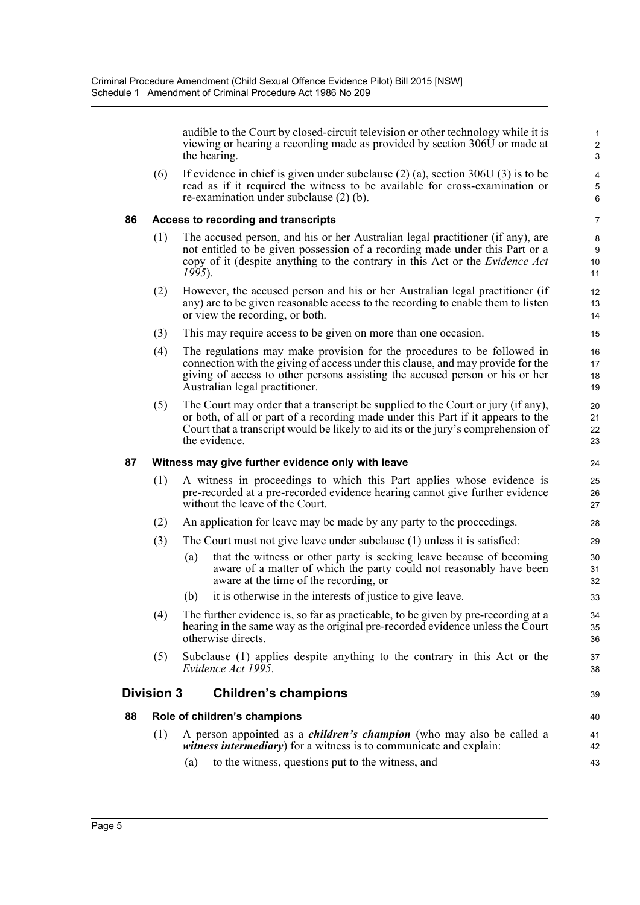audible to the Court by closed-circuit television or other technology while it is viewing or hearing a recording made as provided by section 306U or made at the hearing.

(6) If evidence in chief is given under subclause (2) (a), section 306U (3) is to be read as if it required the witness to be available for cross-examination or re-examination under subclause (2) (b).

### 86 Access to recording and transcripts

(1) The accused person, and his or her Australian legal practitioner (if any), are not entitled to be given possession of a recording made under this Part or a copy of it (despite anything to the contrary in this Act or the *Evidence Act 1995*).

(2) However, the accused person and his or her Australian legal practitioner (if any) are to be given reasonable access to the recording to enable them to listen or view the recording, or both.

(3) This may require access to be given on more than one occasion.

(4) The regulations may make provision for the procedures to be followed in connection with the giving of access under this clause, and may provide for the giving of access to other persons assisting the accused person or his or her Australian legal practitioner.

(5) The Court may order that a transcript be supplied to the Court or jury (if any), or both, of all or part of a recording made under this Part if it appears to the Court that a transcript would be likely to aid its or the jury's comprehension of the evidence.

### 87 Witness may give further evidence only with leave

(1) A witness in proceedings to which this Part applies whose evidence is pre-recorded at a pre-recorded evidence hearing cannot give further evidence without the leave of the Court.

(2) An application for leave may be made by any party to the proceedings.

(3) The Court must not give leave under subclause (1) unless it is satisfied:

(a) that the witness or other party is seeking leave because of becoming aware of a matter of which the party could not reasonably have been aware at the time of the recording, or

(b) it is otherwise in the interests of justice to give leave.

(4) The further evidence is, so far as practicable, to be given by pre-recording at a hearing in the same way as the original pre-recorded evidence unless the Court otherwise directs.

(5) Subclause (1) applies despite anything to the contrary in this Act or the *Evidence Act 1995*.

## Division 3 Children's champions

### 88 Role of children's champions

(1) A person appointed as a ***children's champion*** (who may also be called a ***witness intermediary***) for a witness is to communicate and explain:

(a) to the witness, questions put to the witness, and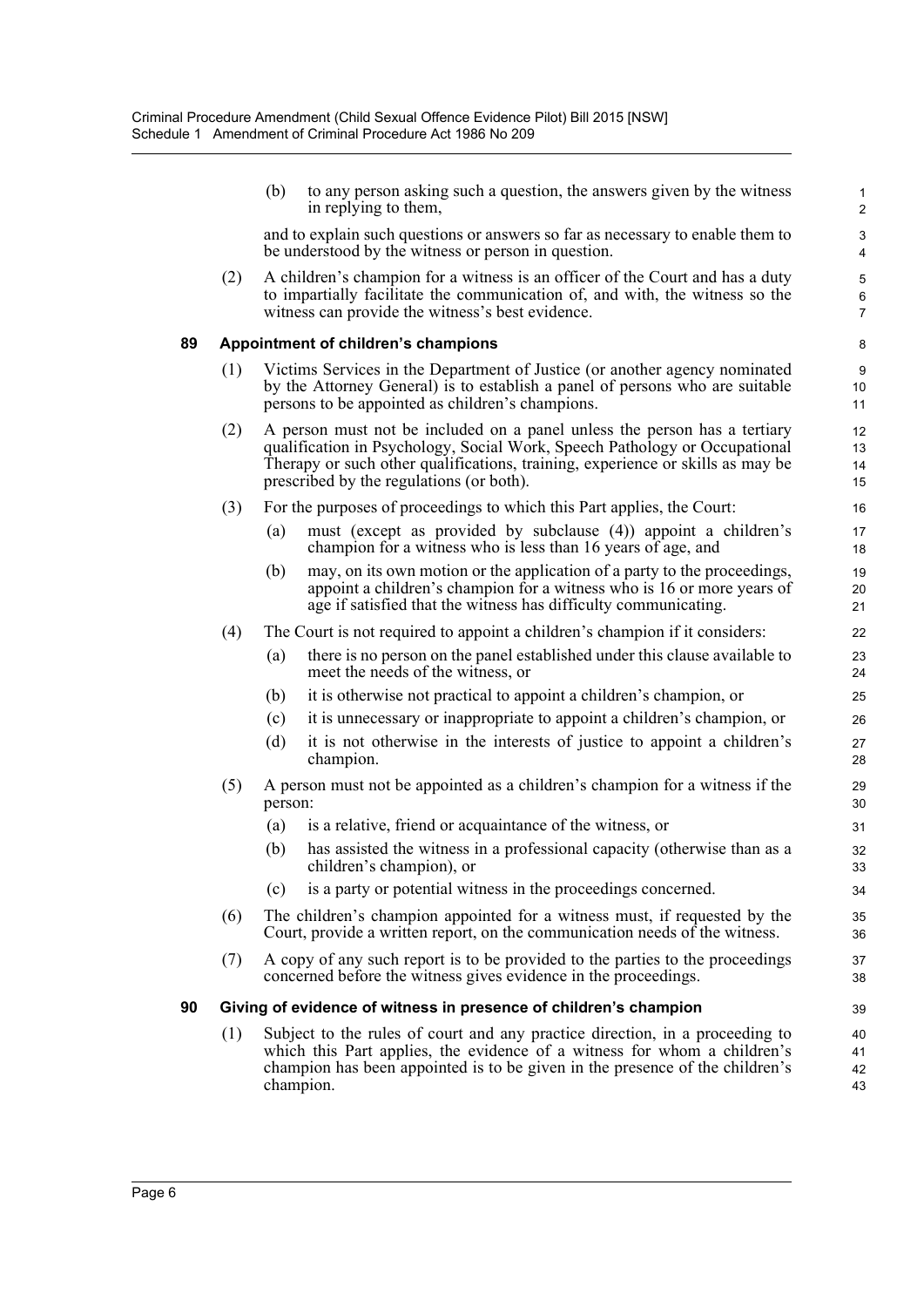(b) to any person asking such a question, the answers given by the witness in replying to them,

and to explain such questions or answers so far as necessary to enable them to be understood by the witness or person in question.

(2) A children's champion for a witness is an officer of the Court and has a duty to impartially facilitate the communication of, and with, the witness so the witness can provide the witness's best evidence.

#### 89 Appointment of children's champions

(1) Victims Services in the Department of Justice (or another agency nominated by the Attorney General) is to establish a panel of persons who are suitable persons to be appointed as children's champions.

(2) A person must not be included on a panel unless the person has a tertiary qualification in Psychology, Social Work, Speech Pathology or Occupational Therapy or such other qualifications, training, experience or skills as may be prescribed by the regulations (or both).

(3) For the purposes of proceedings to which this Part applies, the Court:

- (a) must (except as provided by subclause (4)) appoint a children's champion for a witness who is less than 16 years of age, and
- (b) may, on its own motion or the application of a party to the proceedings, appoint a children's champion for a witness who is 16 or more years of age if satisfied that the witness has difficulty communicating.

(4) The Court is not required to appoint a children's champion if it considers:

- (a) there is no person on the panel established under this clause available to meet the needs of the witness, or
- (b) it is otherwise not practical to appoint a children's champion, or
- (c) it is unnecessary or inappropriate to appoint a children's champion, or
- (d) it is not otherwise in the interests of justice to appoint a children's champion.

(5) A person must not be appointed as a children's champion for a witness if the person:

- (a) is a relative, friend or acquaintance of the witness, or
- (b) has assisted the witness in a professional capacity (otherwise than as a children's champion), or
- (c) is a party or potential witness in the proceedings concerned.

(6) The children's champion appointed for a witness must, if requested by the Court, provide a written report, on the communication needs of the witness.

(7) A copy of any such report is to be provided to the parties to the proceedings concerned before the witness gives evidence in the proceedings.

#### 90 Giving of evidence of witness in presence of children's champion

(1) Subject to the rules of court and any practice direction, in a proceeding to which this Part applies, the evidence of a witness for whom a children's champion has been appointed is to be given in the presence of the children's champion.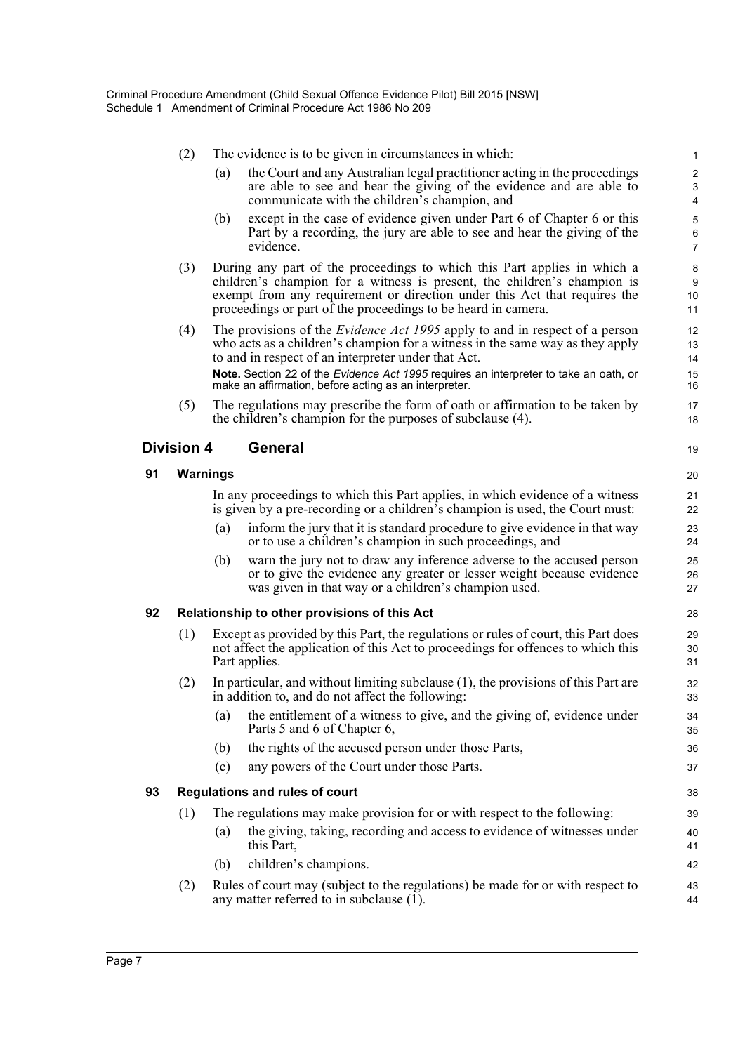(2) The evidence is to be given in circumstances in which:

(a) the Court and any Australian legal practitioner acting in the proceedings are able to see and hear the giving of the evidence and are able to communicate with the children's champion, and

(b) except in the case of evidence given under Part 6 of Chapter 6 or this Part by a recording, the jury are able to see and hear the giving of the evidence.

(3) During any part of the proceedings to which this Part applies in which a children's champion for a witness is present, the children's champion is exempt from any requirement or direction under this Act that requires the proceedings or part of the proceedings to be heard in camera.

(4) The provisions of the *Evidence Act 1995* apply to and in respect of a person who acts as a children's champion for a witness in the same way as they apply to and in respect of an interpreter under that Act.

**Note.** Section 22 of the *Evidence Act 1995* requires an interpreter to take an oath, or make an affirmation, before acting as an interpreter.

(5) The regulations may prescribe the form of oath or affirmation to be taken by the children's champion for the purposes of subclause (4).

## Division 4 General

### 91 Warnings

In any proceedings to which this Part applies, in which evidence of a witness is given by a pre-recording or a children's champion is used, the Court must:

(a) inform the jury that it is standard procedure to give evidence in that way or to use a children's champion in such proceedings, and

(b) warn the jury not to draw any inference adverse to the accused person or to give the evidence any greater or lesser weight because evidence was given in that way or a children's champion used.

### 92 Relationship to other provisions of this Act

(1) Except as provided by this Part, the regulations or rules of court, this Part does not affect the application of this Act to proceedings for offences to which this Part applies.

(2) In particular, and without limiting subclause (1), the provisions of this Part are in addition to, and do not affect the following:

(a) the entitlement of a witness to give, and the giving of, evidence under Parts 5 and 6 of Chapter 6,

(b) the rights of the accused person under those Parts,

(c) any powers of the Court under those Parts.

### 93 Regulations and rules of court

(1) The regulations may make provision for or with respect to the following:

(a) the giving, taking, recording and access to evidence of witnesses under this Part,

(b) children's champions.

(2) Rules of court may (subject to the regulations) be made for or with respect to any matter referred to in subclause (1).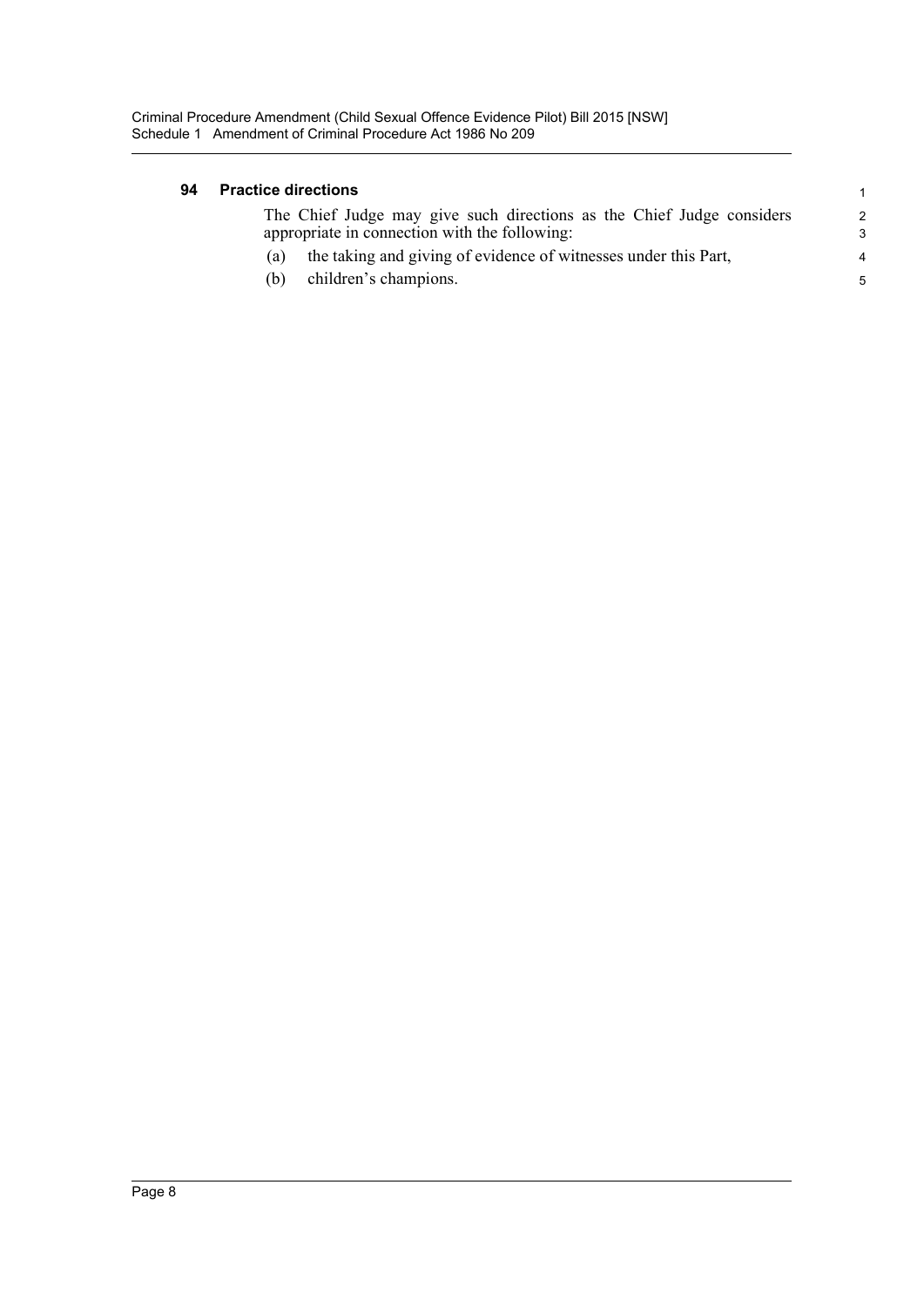### 94 Practice directions

The Chief Judge may give such directions as the Chief Judge considers appropriate in connection with the following:

(a) the taking and giving of evidence of witnesses under this Part,

(b) children's champions.